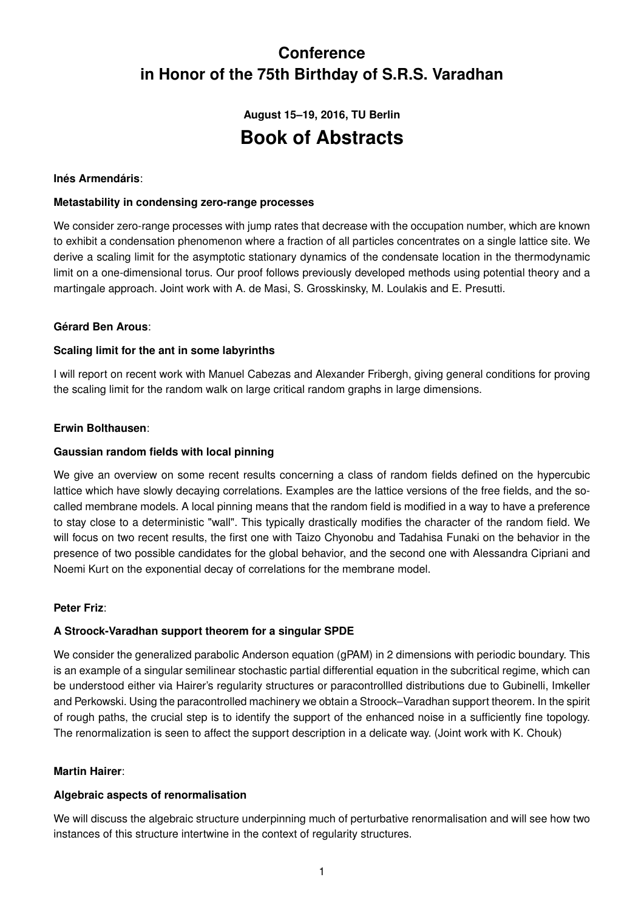# Conference in Honor of the 75th Birthday of S.R.S. Varadhan

### August 15–19, 2016, TU Berlin

# Book of Abstracts

**Inés Armendáris**:

**Metastability in condensing zero-range processes**

We consider zero-range processes with jump rates that decrease with the occupation number, which are known to exhibit a condensation phenomenon where a fraction of all particles concentrates on a single lattice site. We derive a scaling limit for the asymptotic stationary dynamics of the condensate location in the thermodynamic limit on a one-dimensional torus. Our proof follows previously developed methods using potential theory and a martingale approach. Joint work with A. de Masi, S. Grosskinsky, M. Loulakis and E. Presutti.

**Gérard Ben Arous**:

**Scaling limit for the ant in some labyrinths**

I will report on recent work with Manuel Cabezas and Alexander Fribergh, giving general conditions for proving the scaling limit for the random walk on large critical random graphs in large dimensions.

**Erwin Bolthausen**:

**Gaussian random fields with local pinning**

We give an overview on some recent results concerning a class of random fields defined on the hypercubic lattice which have slowly decaying correlations. Examples are the lattice versions of the free fields, and the so-called membrane models. A local pinning means that the random field is modified in a way to have a preference to stay close to a deterministic "wall". This typically drastically modifies the character of the random field. We will focus on two recent results, the first one with Taizo Chyonobu and Tadahisa Funaki on the behavior in the presence of two possible candidates for the global behavior, and the second one with Alessandra Cipriani and Noemi Kurt on the exponential decay of correlations for the membrane model.

**Peter Friz**:

**A Stroock-Varadhan support theorem for a singular SPDE**

We consider the generalized parabolic Anderson equation (gPAM) in 2 dimensions with periodic boundary. This is an example of a singular semilinear stochastic partial differential equation in the subcritical regime, which can be understood either via Hairer's regularity structures or paracontrollled distributions due to Gubinelli, Imkeller and Perkowski. Using the paracontrolled machinery we obtain a Stroock–Varadhan support theorem. In the spirit of rough paths, the crucial step is to identify the support of the enhanced noise in a sufficiently fine topology. The renormalization is seen to affect the support description in a delicate way. (Joint work with K. Chouk)

**Martin Hairer**:

**Algebraic aspects of renormalisation**

We will discuss the algebraic structure underpinning much of perturbative renormalisation and will see how two instances of this structure intertwine in the context of regularity structures.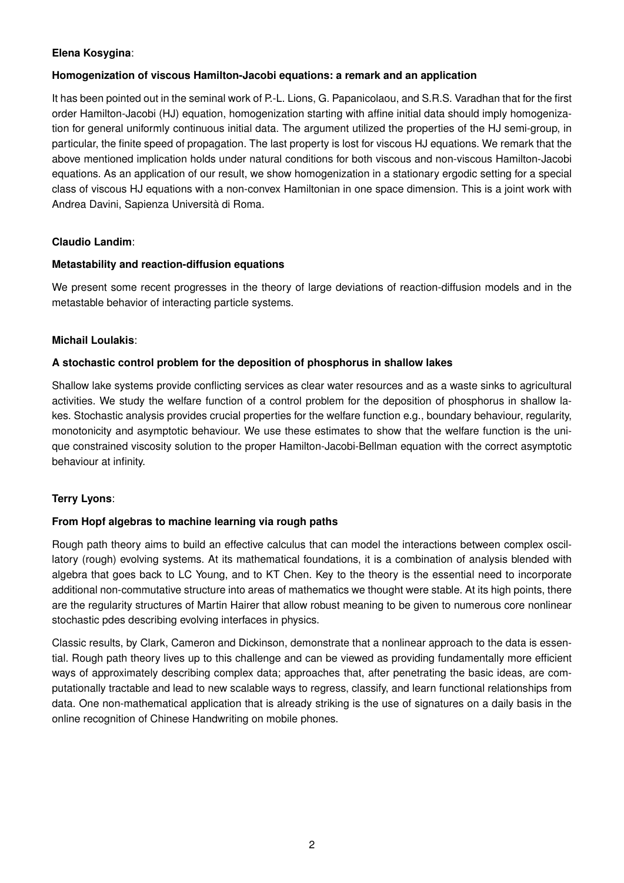**Elena Kosygina**:

**Homogenization of viscous Hamilton-Jacobi equations: a remark and an application**

It has been pointed out in the seminal work of P.-L. Lions, G. Papanicolaou, and S.R.S. Varadhan that for the first order Hamilton-Jacobi (HJ) equation, homogenization starting with affine initial data should imply homogenization for general uniformly continuous initial data. The argument utilized the properties of the HJ semi-group, in particular, the finite speed of propagation. The last property is lost for viscous HJ equations. We remark that the above mentioned implication holds under natural conditions for both viscous and non-viscous Hamilton-Jacobi equations. As an application of our result, we show homogenization in a stationary ergodic setting for a special class of viscous HJ equations with a non-convex Hamiltonian in one space dimension. This is a joint work with Andrea Davini, Sapienza Università di Roma.

**Claudio Landim**:

**Metastability and reaction-diffusion equations**

We present some recent progresses in the theory of large deviations of reaction-diffusion models and in the metastable behavior of interacting particle systems.

**Michail Loulakis**:

**A stochastic control problem for the deposition of phosphorus in shallow lakes**

Shallow lake systems provide conflicting services as clear water resources and as a waste sinks to agricultural activities. We study the welfare function of a control problem for the deposition of phosphorus in shallow lakes. Stochastic analysis provides crucial properties for the welfare function e.g., boundary behaviour, regularity, monotonicity and asymptotic behaviour. We use these estimates to show that the welfare function is the unique constrained viscosity solution to the proper Hamilton-Jacobi-Bellman equation with the correct asymptotic behaviour at infinity.

**Terry Lyons**:

**From Hopf algebras to machine learning via rough paths**

Rough path theory aims to build an effective calculus that can model the interactions between complex oscillatory (rough) evolving systems. At its mathematical foundations, it is a combination of analysis blended with algebra that goes back to LC Young, and to KT Chen. Key to the theory is the essential need to incorporate additional non-commutative structure into areas of mathematics we thought were stable. At its high points, there are the regularity structures of Martin Hairer that allow robust meaning to be given to numerous core nonlinear stochastic pdes describing evolving interfaces in physics.

Classic results, by Clark, Cameron and Dickinson, demonstrate that a nonlinear approach to the data is essential. Rough path theory lives up to this challenge and can be viewed as providing fundamentally more efficient ways of approximately describing complex data; approaches that, after penetrating the basic ideas, are computationally tractable and lead to new scalable ways to regress, classify, and learn functional relationships from data. One non-mathematical application that is already striking is the use of signatures on a daily basis in the online recognition of Chinese Handwriting on mobile phones.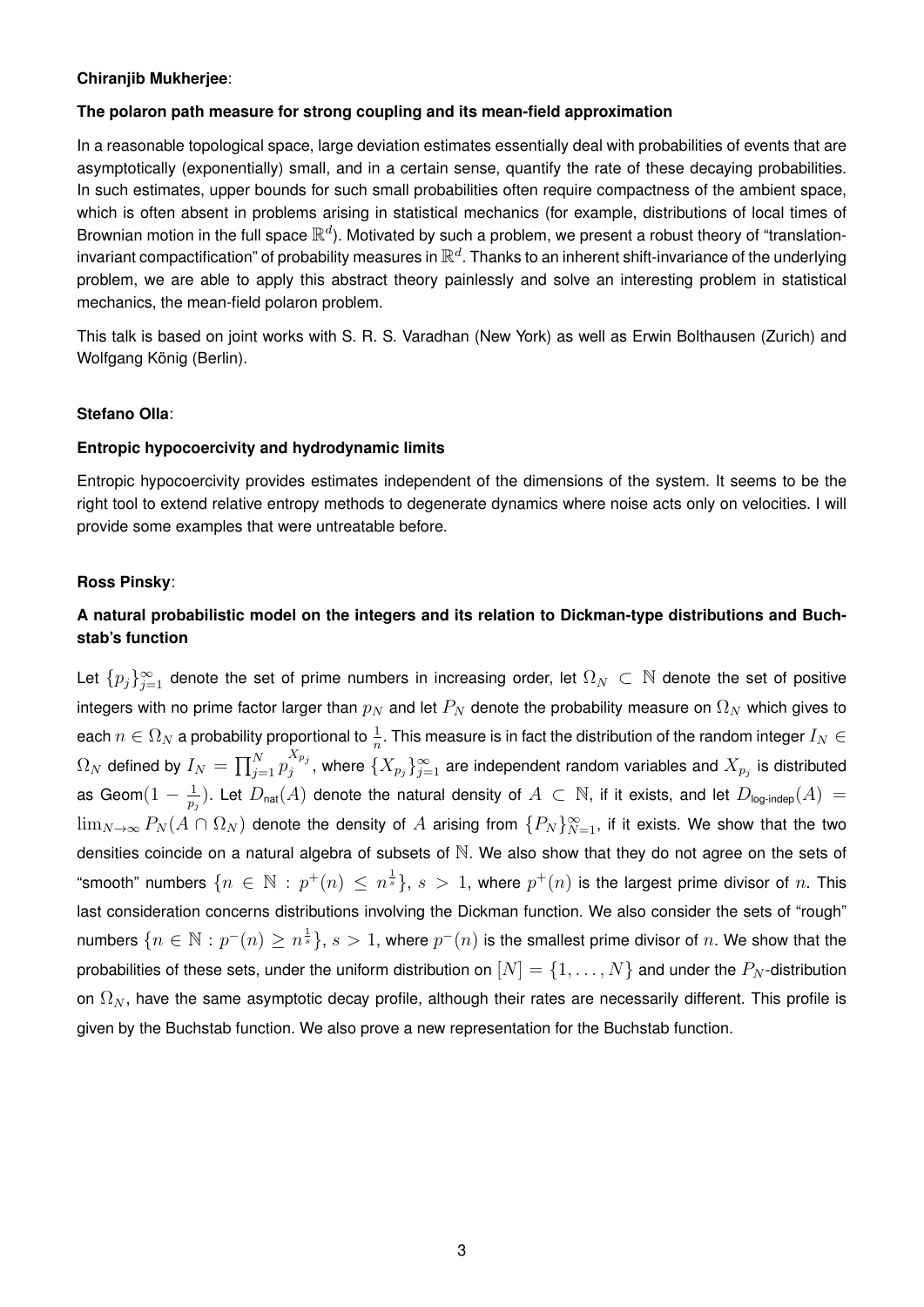**Chiranjib Mukherjee**:

**The polaron path measure for strong coupling and its mean-field approximation**

In a reasonable topological space, large deviation estimates essentially deal with probabilities of events that are asymptotically (exponentially) small, and in a certain sense, quantify the rate of these decaying probabilities. In such estimates, upper bounds for such small probabilities often require compactness of the ambient space, which is often absent in problems arising in statistical mechanics (for example, distributions of local times of Brownian motion in the full space $\mathbb{R}^d$). Motivated by such a problem, we present a robust theory of "translation-invariant compactification" of probability measures in $\mathbb{R}^d$. Thanks to an inherent shift-invariance of the underlying problem, we are able to apply this abstract theory painlessly and solve an interesting problem in statistical mechanics, the mean-field polaron problem.

This talk is based on joint works with S. R. S. Varadhan (New York) as well as Erwin Bolthausen (Zurich) and Wolfgang König (Berlin).

**Stefano Olla**:

**Entropic hypocoercivity and hydrodynamic limits**

Entropic hypocoercivity provides estimates independent of the dimensions of the system. It seems to be the right tool to extend relative entropy methods to degenerate dynamics where noise acts only on velocities. I will provide some examples that were untreatable before.

**Ross Pinsky**:

**A natural probabilistic model on the integers and its relation to Dickman-type distributions and Buchstab's function**

Let $\{p_j\}_{j=1}^{\infty}$ denote the set of prime numbers in increasing order, let $\Omega_N \subset \mathbb{N}$ denote the set of positive integers with no prime factor larger than $p_N$ and let $P_N$ denote the probability measure on $\Omega_N$ which gives to each $n \in \Omega_N$ a probability proportional to $\frac{1}{n}$. This measure is in fact the distribution of the random integer $I_N \in \Omega_N$ defined by $I_N = \prod_{j=1}^{N} p_j^{X_{p_j}}$, where $\{X_{p_j}\}_{j=1}^{\infty}$ are independent random variables and $X_{p_j}$ is distributed as Geom$(1 - \frac{1}{p_j})$. Let $D_{\text{nat}}(A)$ denote the natural density of $A \subset \mathbb{N}$, if it exists, and let $D_{\text{log-indep}}(A) = \lim_{N\to\infty} P_N(A \cap \Omega_N)$ denote the density of $A$ arising from $\{P_N\}_{N=1}^{\infty}$, if it exists. We show that the two densities coincide on a natural algebra of subsets of $\mathbb{N}$. We also show that they do not agree on the sets of "smooth" numbers $\{n \in \mathbb{N} : p^+(n) \leq n^{\frac{1}{s}}\}$, $s > 1$, where $p^+(n)$ is the largest prime divisor of $n$. This last consideration concerns distributions involving the Dickman function. We also consider the sets of "rough" numbers $\{n \in \mathbb{N} : p^-(n) \geq n^{\frac{1}{s}}\}$, $s > 1$, where $p^-(n)$ is the smallest prime divisor of $n$. We show that the probabilities of these sets, under the uniform distribution on $[N] = \{1, \ldots, N\}$ and under the $P_N$-distribution on $\Omega_N$, have the same asymptotic decay profile, although their rates are necessarily different. This profile is given by the Buchstab function. We also prove a new representation for the Buchstab function.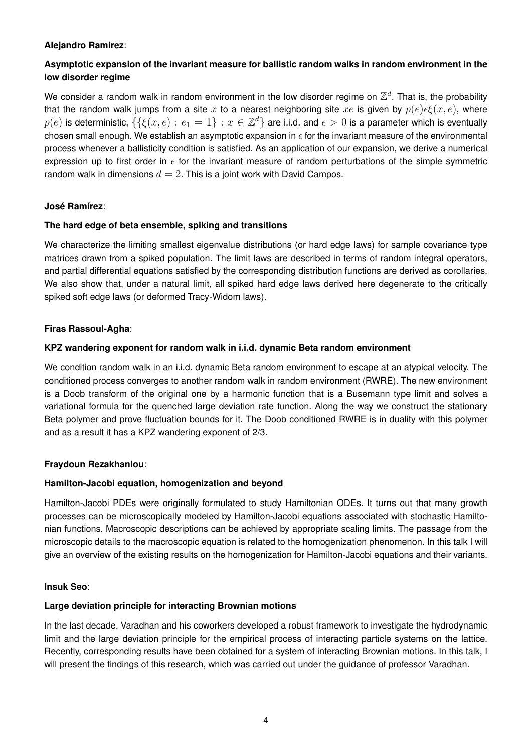**Alejandro Ramirez**:

**Asymptotic expansion of the invariant measure for ballistic random walks in random environment in the low disorder regime**

We consider a random walk in random environment in the low disorder regime on $\mathbb{Z}^d$. That is, the probability that the random walk jumps from a site $x$ to a nearest neighboring site $xe$ is given by $p(e)\epsilon\xi(x,e)$, where $p(e)$ is deterministic, $\{\{\xi(x,e) : e_1 = 1\} : x \in \mathbb{Z}^d\}$ are i.i.d. and $\epsilon > 0$ is a parameter which is eventually chosen small enough. We establish an asymptotic expansion in $\epsilon$ for the invariant measure of the environmental process whenever a ballisticity condition is satisfied. As an application of our expansion, we derive a numerical expression up to first order in $\epsilon$ for the invariant measure of random perturbations of the simple symmetric random walk in dimensions $d = 2$. This is a joint work with David Campos.

**José Ramírez**:

**The hard edge of beta ensemble, spiking and transitions**

We characterize the limiting smallest eigenvalue distributions (or hard edge laws) for sample covariance type matrices drawn from a spiked population. The limit laws are described in terms of random integral operators, and partial differential equations satisfied by the corresponding distribution functions are derived as corollaries. We also show that, under a natural limit, all spiked hard edge laws derived here degenerate to the critically spiked soft edge laws (or deformed Tracy-Widom laws).

**Firas Rassoul-Agha**:

**KPZ wandering exponent for random walk in i.i.d. dynamic Beta random environment**

We condition random walk in an i.i.d. dynamic Beta random environment to escape at an atypical velocity. The conditioned process converges to another random walk in random environment (RWRE). The new environment is a Doob transform of the original one by a harmonic function that is a Busemann type limit and solves a variational formula for the quenched large deviation rate function. Along the way we construct the stationary Beta polymer and prove fluctuation bounds for it. The Doob conditioned RWRE is in duality with this polymer and as a result it has a KPZ wandering exponent of 2/3.

**Fraydoun Rezakhanlou**:

**Hamilton-Jacobi equation, homogenization and beyond**

Hamilton-Jacobi PDEs were originally formulated to study Hamiltonian ODEs. It turns out that many growth processes can be microscopically modeled by Hamilton-Jacobi equations associated with stochastic Hamiltonian functions. Macroscopic descriptions can be achieved by appropriate scaling limits. The passage from the microscopic details to the macroscopic equation is related to the homogenization phenomenon. In this talk I will give an overview of the existing results on the homogenization for Hamilton-Jacobi equations and their variants.

**Insuk Seo**:

**Large deviation principle for interacting Brownian motions**

In the last decade, Varadhan and his coworkers developed a robust framework to investigate the hydrodynamic limit and the large deviation principle for the empirical process of interacting particle systems on the lattice. Recently, corresponding results have been obtained for a system of interacting Brownian motions. In this talk, I will present the findings of this research, which was carried out under the guidance of professor Varadhan.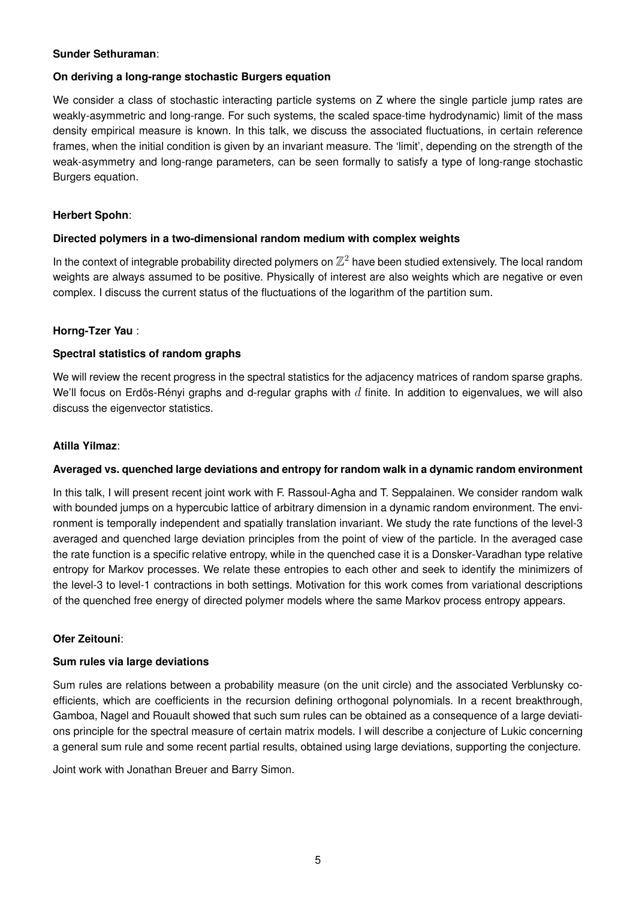**Sunder Sethuraman**:

**On deriving a long-range stochastic Burgers equation**

We consider a class of stochastic interacting particle systems on Z where the single particle jump rates are weakly-asymmetric and long-range. For such systems, the scaled space-time hydrodynamic) limit of the mass density empirical measure is known. In this talk, we discuss the associated fluctuations, in certain reference frames, when the initial condition is given by an invariant measure. The 'limit', depending on the strength of the weak-asymmetry and long-range parameters, can be seen formally to satisfy a type of long-range stochastic Burgers equation.

**Herbert Spohn**:

**Directed polymers in a two-dimensional random medium with complex weights**

In the context of integrable probability directed polymers on $\mathbb{Z}^2$ have been studied extensively. The local random weights are always assumed to be positive. Physically of interest are also weights which are negative or even complex. I discuss the current status of the fluctuations of the logarithm of the partition sum.

**Horng-Tzer Yau** :

**Spectral statistics of random graphs**

We will review the recent progress in the spectral statistics for the adjacency matrices of random sparse graphs. We'll focus on Erdös-Rényi graphs and d-regular graphs with $d$ finite. In addition to eigenvalues, we will also discuss the eigenvector statistics.

**Atilla Yilmaz**:

**Averaged vs. quenched large deviations and entropy for random walk in a dynamic random environment**

In this talk, I will present recent joint work with F. Rassoul-Agha and T. Seppalainen. We consider random walk with bounded jumps on a hypercubic lattice of arbitrary dimension in a dynamic random environment. The environment is temporally independent and spatially translation invariant. We study the rate functions of the level-3 averaged and quenched large deviation principles from the point of view of the particle. In the averaged case the rate function is a specific relative entropy, while in the quenched case it is a Donsker-Varadhan type relative entropy for Markov processes. We relate these entropies to each other and seek to identify the minimizers of the level-3 to level-1 contractions in both settings. Motivation for this work comes from variational descriptions of the quenched free energy of directed polymer models where the same Markov process entropy appears.

**Ofer Zeitouni**:

**Sum rules via large deviations**

Sum rules are relations between a probability measure (on the unit circle) and the associated Verblunsky coefficients, which are coefficients in the recursion defining orthogonal polynomials. In a recent breakthrough, Gamboa, Nagel and Rouault showed that such sum rules can be obtained as a consequence of a large deviations principle for the spectral measure of certain matrix models. I will describe a conjecture of Lukic concerning a general sum rule and some recent partial results, obtained using large deviations, supporting the conjecture.

Joint work with Jonathan Breuer and Barry Simon.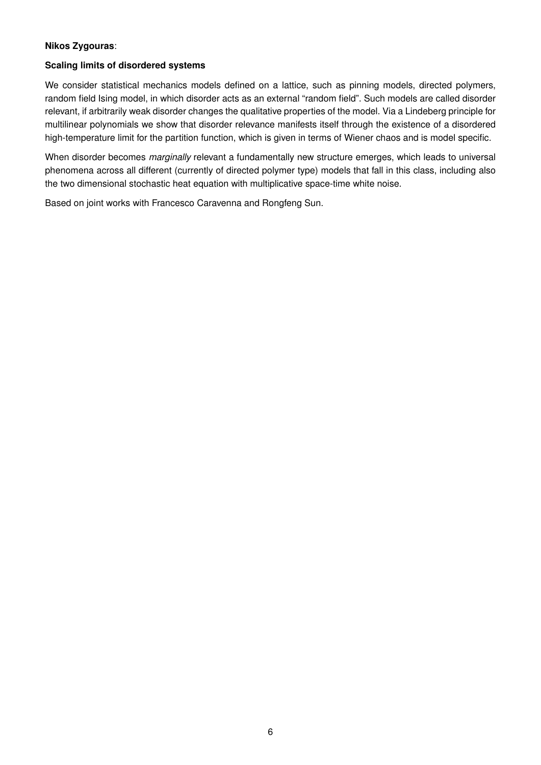**Nikos Zygouras**:

**Scaling limits of disordered systems**

We consider statistical mechanics models defined on a lattice, such as pinning models, directed polymers, random field Ising model, in which disorder acts as an external "random field". Such models are called disorder relevant, if arbitrarily weak disorder changes the qualitative properties of the model. Via a Lindeberg principle for multilinear polynomials we show that disorder relevance manifests itself through the existence of a disordered high-temperature limit for the partition function, which is given in terms of Wiener chaos and is model specific.

When disorder becomes *marginally* relevant a fundamentally new structure emerges, which leads to universal phenomena across all different (currently of directed polymer type) models that fall in this class, including also the two dimensional stochastic heat equation with multiplicative space-time white noise.

Based on joint works with Francesco Caravenna and Rongfeng Sun.